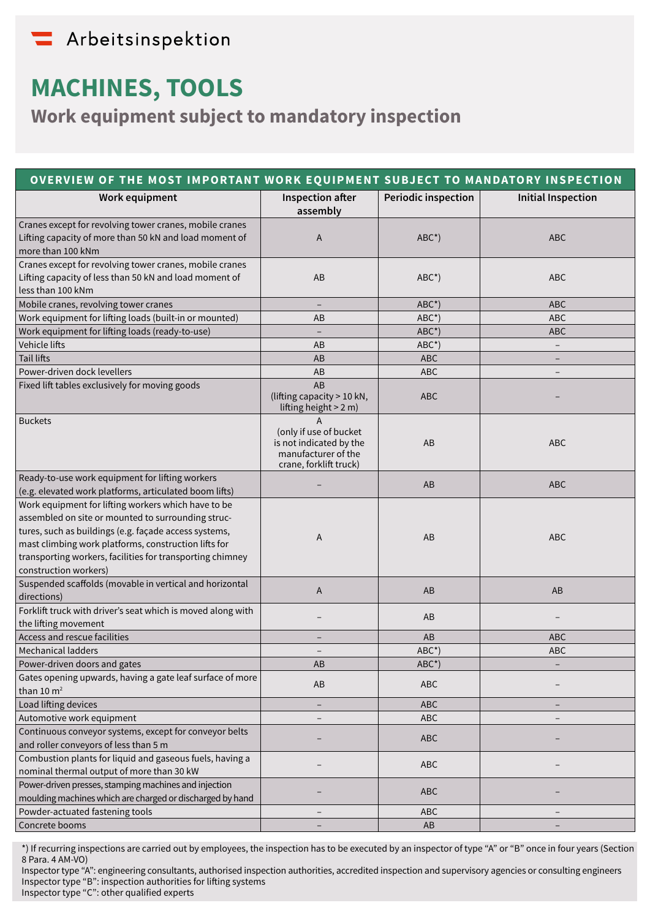Arbeitsinspektion

# MACHINES, TOOLS

## Work equipment subject to mandatory inspection

| OVERVIEW OF THE MOST IMPORTANT WORK EQUIPMENT SUBJECT TO MANDATORY INSPECTION | | | |
|---|---|---|---|
| **Work equipment** | **Inspection after assembly** | **Periodic inspection** | **Initial Inspection** |
| Cranes except for revolving tower cranes, mobile cranes Lifting capacity of more than 50 kN and load moment of more than 100 kNm | A | ABC*) | ABC |
| Cranes except for revolving tower cranes, mobile cranes Lifting capacity of less than 50 kN and load moment of less than 100 kNm | AB | ABC*) | ABC |
| Mobile cranes, revolving tower cranes | – | ABC*) | ABC |
| Work equipment for lifting loads (built-in or mounted) | AB | ABC*) | ABC |
| Work equipment for lifting loads (ready-to-use) | – | ABC*) | ABC |
| Vehicle lifts | AB | ABC*) | – |
| Tail lifts | AB | ABC | – |
| Power-driven dock levellers | AB | ABC | – |
| Fixed lift tables exclusively for moving goods | AB (lifting capacity > 10 kN, lifting height > 2 m) | ABC | – |
| Buckets | A (only if use of bucket is not indicated by the manufacturer of the crane, forklift truck) | AB | ABC |
| Ready-to-use work equipment for lifting workers (e.g. elevated work platforms, articulated boom lifts) | – | AB | ABC |
| Work equipment for lifting workers which have to be assembled on site or mounted to surrounding structures, such as buildings (e.g. façade access systems, mast climbing work platforms, construction lifts for transporting workers, facilities for transporting chimney construction workers) | A | AB | ABC |
| Suspended scaffolds (movable in vertical and horizontal directions) | A | AB | AB |
| Forklift truck with driver's seat which is moved along with the lifting movement | – | AB | – |
| Access and rescue facilities | – | AB | ABC |
| Mechanical ladders | – | ABC*) | ABC |
| Power-driven doors and gates | AB | ABC*) | – |
| Gates opening upwards, having a gate leaf surface of more than 10 m² | AB | ABC | – |
| Load lifting devices | – | ABC | – |
| Automotive work equipment | – | ABC | – |
| Continuous conveyor systems, except for conveyor belts and roller conveyors of less than 5 m | – | ABC | – |
| Combustion plants for liquid and gaseous fuels, having a nominal thermal output of more than 30 kW | – | ABC | – |
| Power-driven presses, stamping machines and injection moulding machines which are charged or discharged by hand | – | ABC | – |
| Powder-actuated fastening tools | – | ABC | – |
| Concrete booms | – | AB | – |

*) If recurring inspections are carried out by employees, the inspection has to be executed by an inspector of type "A" or "B" once in four years (Section 8 Para. 4 AM-VO)
Inspector type "A": engineering consultants, authorised inspection authorities, accredited inspection and supervisory agencies or consulting engineers
Inspector type "B": inspection authorities for lifting systems
Inspector type "C": other qualified experts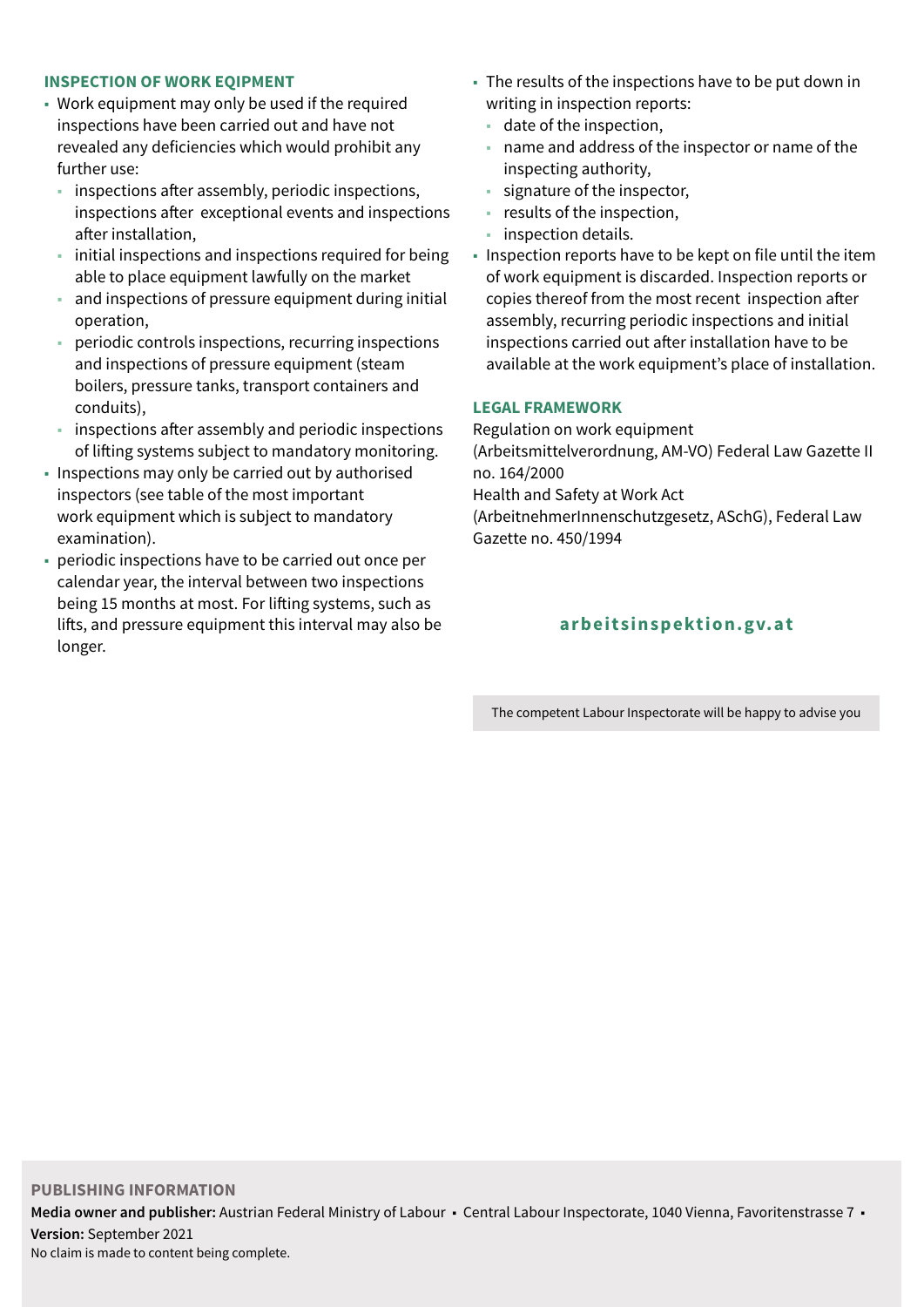## INSPECTION OF WORK EQIPMENT

- Work equipment may only be used if the required inspections have been carried out and have not revealed any deficiencies which would prohibit any further use:
  - inspections after assembly, periodic inspections, inspections after exceptional events and inspections after installation,
  - initial inspections and inspections required for being able to place equipment lawfully on the market
  - and inspections of pressure equipment during initial operation,
  - periodic controls inspections, recurring inspections and inspections of pressure equipment (steam boilers, pressure tanks, transport containers and conduits),
  - inspections after assembly and periodic inspections of lifting systems subject to mandatory monitoring.
- Inspections may only be carried out by authorised inspectors (see table of the most important work equipment which is subject to mandatory examination).
- periodic inspections have to be carried out once per calendar year, the interval between two inspections being 15 months at most. For lifting systems, such as lifts, and pressure equipment this interval may also be longer.
- The results of the inspections have to be put down in writing in inspection reports:
  - date of the inspection,
  - name and address of the inspector or name of the inspecting authority,
  - signature of the inspector,
  - results of the inspection,
  - inspection details.
- Inspection reports have to be kept on file until the item of work equipment is discarded. Inspection reports or copies thereof from the most recent inspection after assembly, recurring periodic inspections and initial inspections carried out after installation have to be available at the work equipment's place of installation.

## LEGAL FRAMEWORK

Regulation on work equipment
(Arbeitsmittelverordnung, AM-VO) Federal Law Gazette II no. 164/2000
Health and Safety at Work Act
(ArbeitnehmerInnenschutzgesetz, ASchG), Federal Law Gazette no. 450/1994

**arbeitsinspektion.gv.at**

The competent Labour Inspectorate will be happy to advise you

**PUBLISHING INFORMATION**

**Media owner and publisher:** Austrian Federal Ministry of Labour ▪ Central Labour Inspectorate, 1040 Vienna, Favoritenstrasse 7 ▪
**Version:** September 2021
No claim is made to content being complete.